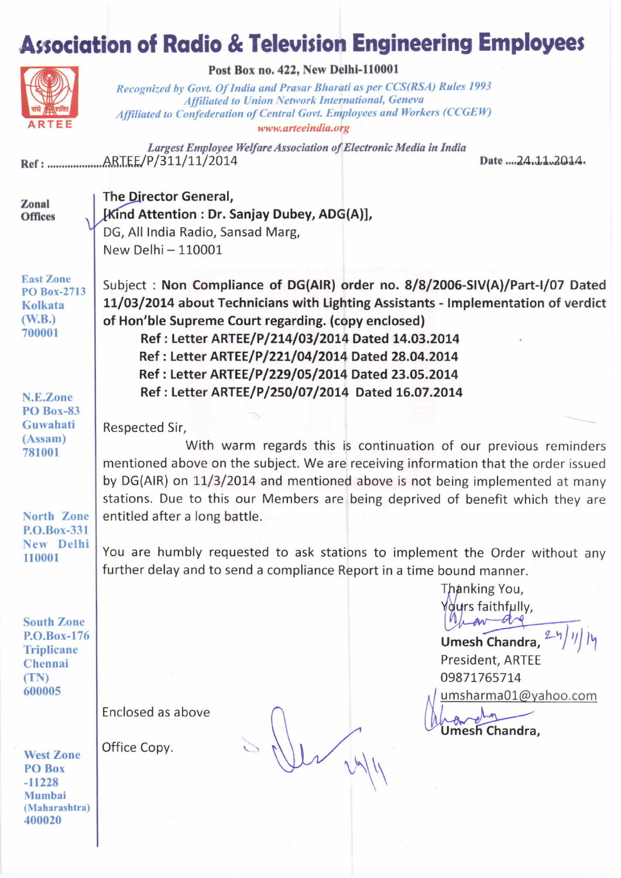# Association of Radio & Television Engineering Employees

**Post Box no. 422, New Delhi-110001**

*Recognized by Govt. Of India and Prasar Bharati as per CCS(RSA) Rules 1993*
*Affiliated to Union Network International, Geneva*
*Affiliated to Confederation of Central Govt. Employees and Workers (CCGEW)*
*www.arteeindia.org*

ARTEE

***Largest Employee Welfare Association of Electronic Media in India***

Ref : ARTEE/P/311/11/2014

Date 24.11.2014.

**Zonal Offices**

**East Zone**
PO Box-2713
Kolkata
(W.B.)
700001

**N.E.Zone**
PO Box-83
Guwahati
(Assam)
781001

**North Zone**
P.O.Box-331
New Delhi
110001

**South Zone**
P.O.Box-176
Triplicane
Chennai
(TN)
600005

**West Zone**
PO Box
-11228
Mumbai
(Maharashtra)
400020

**The Director General,**
**[Kind Attention : Dr. Sanjay Dubey, ADG(A)],**
DG, All India Radio, Sansad Marg,
New Delhi – 110001

Subject : **Non Compliance of DG(AIR) order no. 8/8/2006-SIV(A)/Part-I/07 Dated 11/03/2014 about Technicians with Lighting Assistants - Implementation of verdict of Hon'ble Supreme Court regarding. (copy enclosed)**

**Ref : Letter ARTEE/P/214/03/2014 Dated 14.03.2014**
**Ref : Letter ARTEE/P/221/04/2014 Dated 28.04.2014**
**Ref : Letter ARTEE/P/229/05/2014 Dated 23.05.2014**
**Ref : Letter ARTEE/P/250/07/2014 Dated 16.07.2014**

Respected Sir,

With warm regards this is continuation of our previous reminders mentioned above on the subject. We are receiving information that the order issued by DG(AIR) on 11/3/2014 and mentioned above is not being implemented at many stations. Due to this our Members are being deprived of benefit which they are entitled after a long battle.

You are humbly requested to ask stations to implement the Order without any further delay and to send a compliance Report in a time bound manner.

Thanking You,
Yours faithfully,

**Umesh Chandra,** 24/11/14
President, ARTEE
09871765714
umsharma01@yahoo.com

Enclosed as above

Office Copy.

**Umesh Chandra,**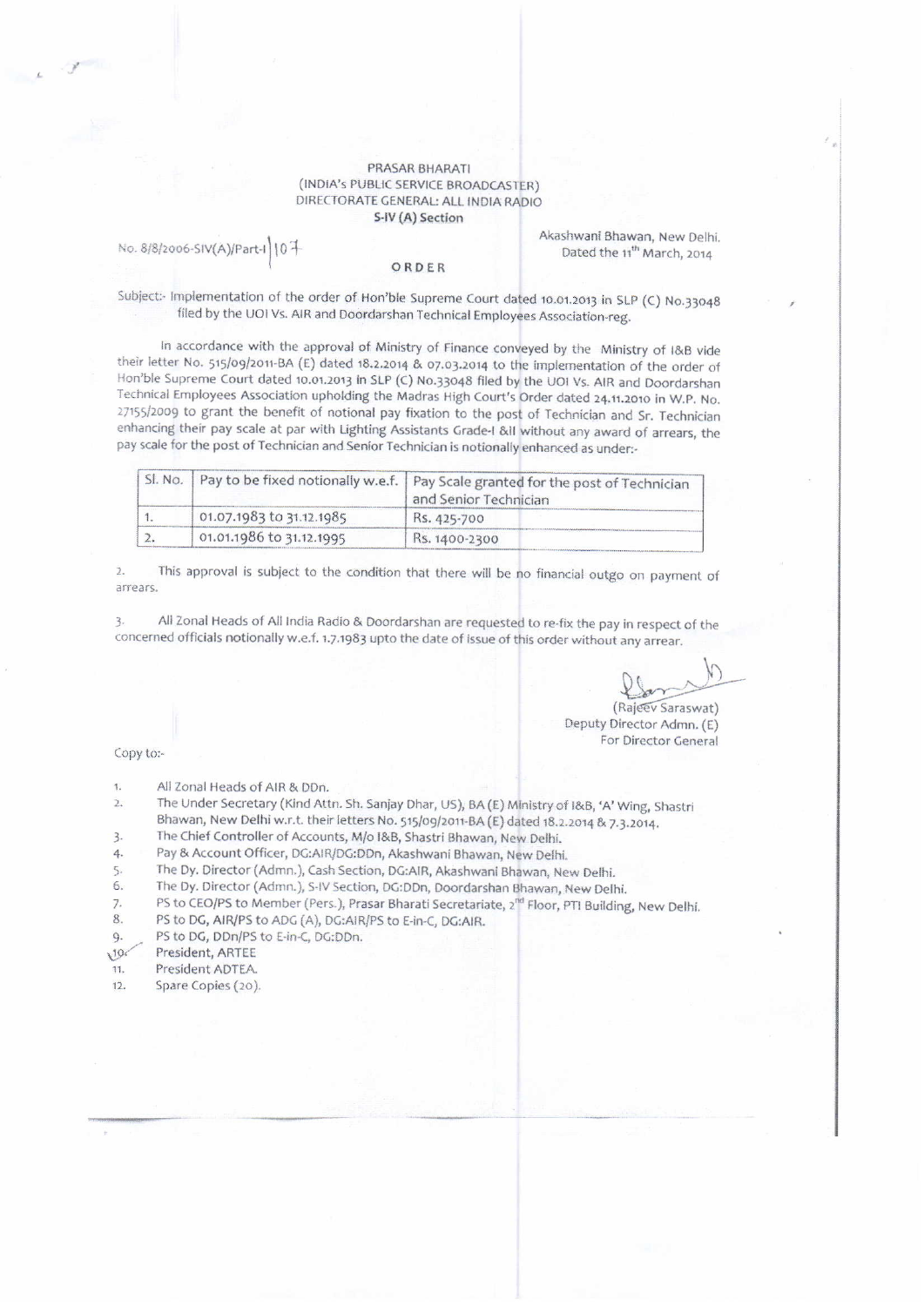PRASAR BHARATI
(INDIA's PUBLIC SERVICE BROADCASTER)
DIRECTORATE GENERAL: ALL INDIA RADIO
**S-IV (A) Section**

No. 8/8/2006-SIV(A)/Part-I | 107

Akashwani Bhawan, New Delhi.
Dated the 11th March, 2014

**ORDER**

Subject:- Implementation of the order of Hon'ble Supreme Court dated 10.01.2013 in SLP (C) No.33048 filed by the UOI Vs. AIR and Doordarshan Technical Employees Association-reg.

In accordance with the approval of Ministry of Finance conveyed by the Ministry of I&B vide their letter No. 515/09/2011-BA (E) dated 18.2.2014 & 07.03.2014 to the implementation of the order of Hon'ble Supreme Court dated 10.01.2013 in SLP (C) No.33048 filed by the UOI Vs. AIR and Doordarshan Technical Employees Association upholding the Madras High Court's Order dated 24.11.2010 in W.P. No. 27155/2009 to grant the benefit of notional pay fixation to the post of Technician and Sr. Technician enhancing their pay scale at par with Lighting Assistants Grade-I &II without any award of arrears, the pay scale for the post of Technician and Senior Technician is notionally enhanced as under:-

| Sl. No. | Pay to be fixed notionally w.e.f. | Pay Scale granted for the post of Technician and Senior Technician |
|---|---|---|
| 1. | 01.07.1983 to 31.12.1985 | Rs. 425-700 |
| 2. | 01.01.1986 to 31.12.1995 | Rs. 1400-2300 |

2. This approval is subject to the condition that there will be no financial outgo on payment of arrears.

3. All Zonal Heads of All India Radio & Doordarshan are requested to re-fix the pay in respect of the concerned officials notionally w.e.f. 1.7.1983 upto the date of issue of this order without any arrear.

(Rajeev Saraswat)
Deputy Director Admn. (E)
For Director General

Copy to:-

1. All Zonal Heads of AIR & DDn.
2. The Under Secretary (Kind Attn. Sh. Sanjay Dhar, US), BA (E) Ministry of I&B, 'A' Wing, Shastri Bhawan, New Delhi w.r.t. their letters No. 515/09/2011-BA (E) dated 18.2.2014 & 7.3.2014.
3. The Chief Controller of Accounts, M/o I&B, Shastri Bhawan, New Delhi.
4. Pay & Account Officer, DG:AIR/DG:DDn, Akashwani Bhawan, New Delhi.
5. The Dy. Director (Admn.), Cash Section, DG:AIR, Akashwani Bhawan, New Delhi.
6. The Dy. Director (Admn.), S-IV Section, DG:DDn, Doordarshan Bhawan, New Delhi.
7. PS to CEO/PS to Member (Pers.), Prasar Bharati Secretariate, 2nd Floor, PTI Building, New Delhi.
8. PS to DG, AIR/PS to ADG (A), DG:AIR/PS to E-in-C, DG:AIR.
9. PS to DG, DDn/PS to E-in-C, DG:DDn.
10. President, ARTEE
11. President ADTEA.
12. Spare Copies (20).